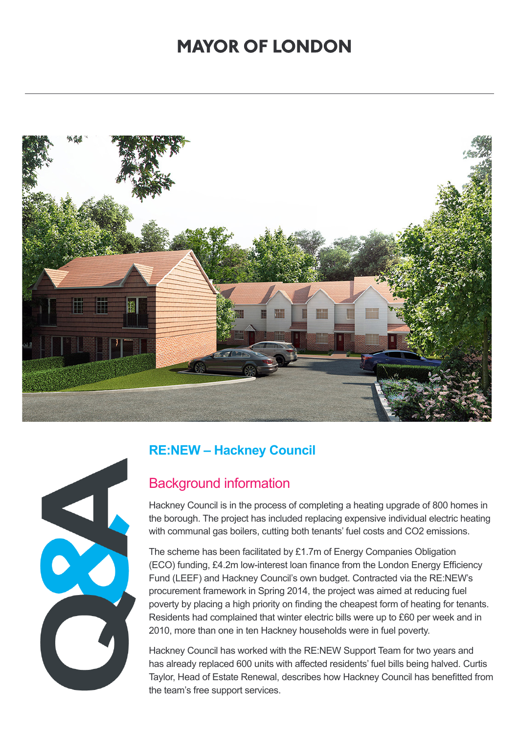# MAYOR OF LONDON

## RE:NEW – Hackney Council

### Background information

Hackney Council is in the process of completing a heating upgrade of 800 homes in the borough. The project has included replacing expensive individual electric heating with communal gas boilers, cutting both tenants' fuel costs and $CO_2$ emissions.

The scheme has been facilitated by £1.7m of Energy Companies Obligation (ECO) funding, £4.2m low-interest loan finance from the London Energy Efficiency Fund (LEEF) and Hackney Council's own budget. Contracted via the RE:NEW's procurement framework in Spring 2014, the project was aimed at reducing fuel poverty by placing a high priority on finding the cheapest form of heating for tenants. Residents had complained that winter electric bills were up to £60 per week and in 2010, more than one in ten Hackney households were in fuel poverty.

Hackney Council has worked with the RE:NEW Support Team for two years and has already replaced 600 units with affected residents' fuel bills being halved. Curtis Taylor, Head of Estate Renewal, describes how Hackney Council has benefitted from the team's free support services.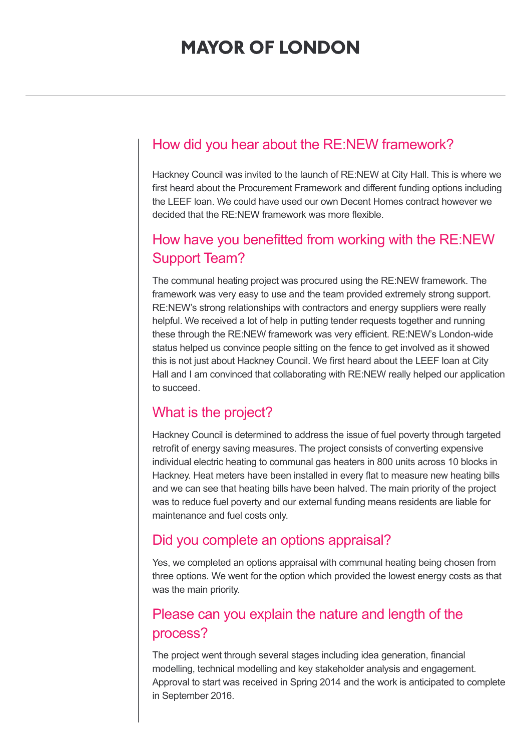## How did you hear about the RE:NEW framework?

Hackney Council was invited to the launch of RE:NEW at City Hall. This is where we first heard about the Procurement Framework and different funding options including the LEEF loan. We could have used our own Decent Homes contract however we decided that the RE:NEW framework was more flexible.

## How have you benefitted from working with the RE:NEW Support Team?

The communal heating project was procured using the RE:NEW framework. The framework was very easy to use and the team provided extremely strong support. RE:NEW's strong relationships with contractors and energy suppliers were really helpful. We received a lot of help in putting tender requests together and running these through the RE:NEW framework was very efficient. RE:NEW's London-wide status helped us convince people sitting on the fence to get involved as it showed this is not just about Hackney Council. We first heard about the LEEF loan at City Hall and I am convinced that collaborating with RE:NEW really helped our application to succeed.

## What is the project?

Hackney Council is determined to address the issue of fuel poverty through targeted retrofit of energy saving measures. The project consists of converting expensive individual electric heating to communal gas heaters in 800 units across 10 blocks in Hackney. Heat meters have been installed in every flat to measure new heating bills and we can see that heating bills have been halved. The main priority of the project was to reduce fuel poverty and our external funding means residents are liable for maintenance and fuel costs only.

## Did you complete an options appraisal?

Yes, we completed an options appraisal with communal heating being chosen from three options. We went for the option which provided the lowest energy costs as that was the main priority.

## Please can you explain the nature and length of the process?

The project went through several stages including idea generation, financial modelling, technical modelling and key stakeholder analysis and engagement. Approval to start was received in Spring 2014 and the work is anticipated to complete in September 2016.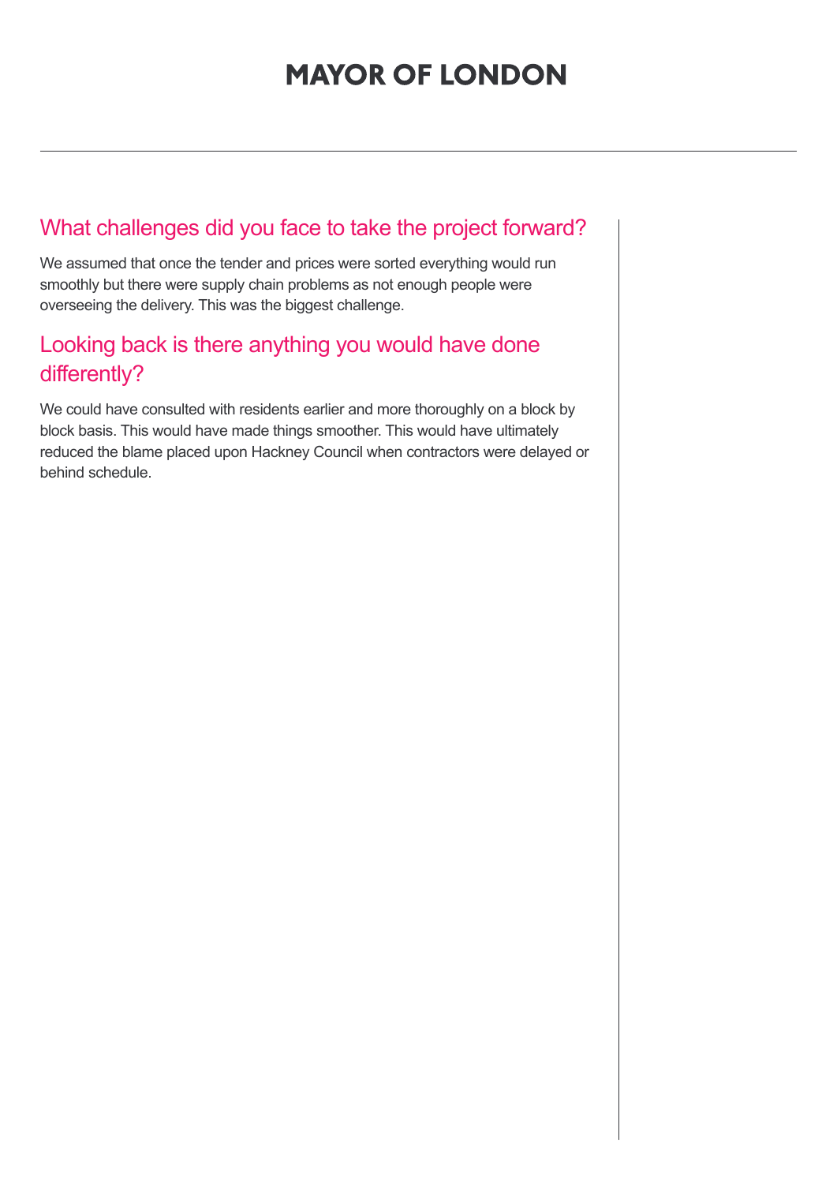## What challenges did you face to take the project forward?

We assumed that once the tender and prices were sorted everything would run smoothly but there were supply chain problems as not enough people were overseeing the delivery. This was the biggest challenge.

## Looking back is there anything you would have done differently?

We could have consulted with residents earlier and more thoroughly on a block by block basis. This would have made things smoother. This would have ultimately reduced the blame placed upon Hackney Council when contractors were delayed or behind schedule.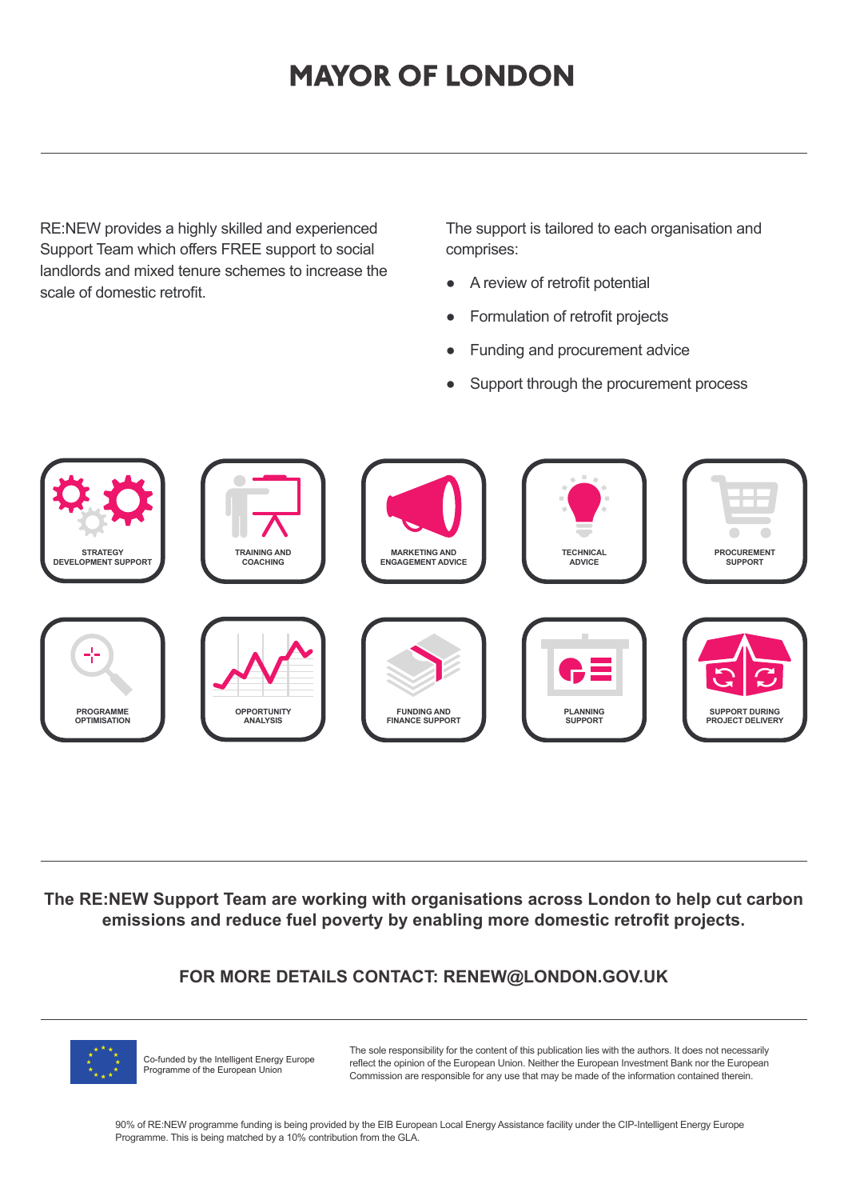# MAYOR OF LONDON

RE:NEW provides a highly skilled and experienced Support Team which offers FREE support to social landlords and mixed tenure schemes to increase the scale of domestic retrofit.

The support is tailored to each organisation and comprises:

- A review of retrofit potential
- Formulation of retrofit projects
- Funding and procurement advice
- Support through the procurement process

STRATEGY DEVELOPMENT SUPPORT

TRAINING AND COACHING

MARKETING AND ENGAGEMENT ADVICE

TECHNICAL ADVICE

PROCUREMENT SUPPORT

PROGRAMME OPTIMISATION

OPPORTUNITY ANALYSIS

FUNDING AND FINANCE SUPPORT

PLANNING SUPPORT

SUPPORT DURING PROJECT DELIVERY

**The RE:NEW Support Team are working with organisations across London to help cut carbon emissions and reduce fuel poverty by enabling more domestic retrofit projects.**

**FOR MORE DETAILS CONTACT: RENEW@LONDON.GOV.UK**

Co-funded by the Intelligent Energy Europe Programme of the European Union

The sole responsibility for the content of this publication lies with the authors. It does not necessarily reflect the opinion of the European Union. Neither the European Investment Bank nor the European Commission are responsible for any use that may be made of the information contained therein.

90% of RE:NEW programme funding is being provided by the EIB European Local Energy Assistance facility under the CIP-Intelligent Energy Europe Programme. This is being matched by a 10% contribution from the GLA.